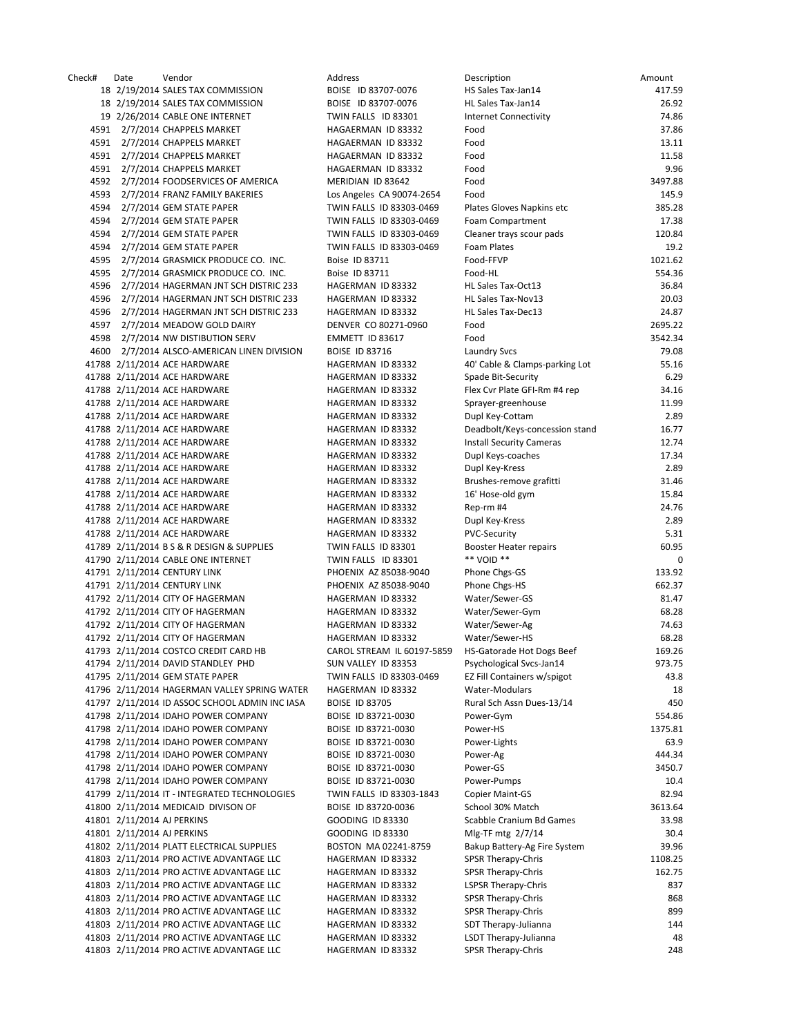| Check# | Date | Vendor | Address | Description | Amount |
|---|---|---|---|---|---|
| 18 | 2/19/2014 | SALES TAX COMMISSION | BOISE ID 83707-0076 | HS Sales Tax-Jan14 | 417.59 |
| 18 | 2/19/2014 | SALES TAX COMMISSION | BOISE ID 83707-0076 | HL Sales Tax-Jan14 | 26.92 |
| 19 | 2/26/2014 | CABLE ONE INTERNET | TWIN FALLS ID 83301 | Internet Connectivity | 74.86 |
| 4591 | 2/7/2014 | CHAPPELS MARKET | HAGAERMAN ID 83332 | Food | 37.86 |
| 4591 | 2/7/2014 | CHAPPELS MARKET | HAGAERMAN ID 83332 | Food | 13.11 |
| 4591 | 2/7/2014 | CHAPPELS MARKET | HAGAERMAN ID 83332 | Food | 11.58 |
| 4591 | 2/7/2014 | CHAPPELS MARKET | HAGAERMAN ID 83332 | Food | 9.96 |
| 4592 | 2/7/2014 | FOODSERVICES OF AMERICA | MERIDIAN ID 83642 | Food | 3497.88 |
| 4593 | 2/7/2014 | FRANZ FAMILY BAKERIES | Los Angeles CA 90074-2654 | Food | 145.9 |
| 4594 | 2/7/2014 | GEM STATE PAPER | TWIN FALLS ID 83303-0469 | Plates Gloves Napkins etc | 385.28 |
| 4594 | 2/7/2014 | GEM STATE PAPER | TWIN FALLS ID 83303-0469 | Foam Compartment | 17.38 |
| 4594 | 2/7/2014 | GEM STATE PAPER | TWIN FALLS ID 83303-0469 | Cleaner trays scour pads | 120.84 |
| 4594 | 2/7/2014 | GEM STATE PAPER | TWIN FALLS ID 83303-0469 | Foam Plates | 19.2 |
| 4595 | 2/7/2014 | GRASMICK PRODUCE CO. INC. | Boise ID 83711 | Food-FFVP | 1021.62 |
| 4595 | 2/7/2014 | GRASMICK PRODUCE CO. INC. | Boise ID 83711 | Food-HL | 554.36 |
| 4596 | 2/7/2014 | HAGERMAN JNT SCH DISTRIC 233 | HAGERMAN ID 83332 | HL Sales Tax-Oct13 | 36.84 |
| 4596 | 2/7/2014 | HAGERMAN JNT SCH DISTRIC 233 | HAGERMAN ID 83332 | HL Sales Tax-Nov13 | 20.03 |
| 4596 | 2/7/2014 | HAGERMAN JNT SCH DISTRIC 233 | HAGERMAN ID 83332 | HL Sales Tax-Dec13 | 24.87 |
| 4597 | 2/7/2014 | MEADOW GOLD DAIRY | DENVER CO 80271-0960 | Food | 2695.22 |
| 4598 | 2/7/2014 | NW DISTIBUTION SERV | EMMETT ID 83617 | Food | 3542.34 |
| 4600 | 2/7/2014 | ALSCO-AMERICAN LINEN DIVISION | BOISE ID 83716 | Laundry Svcs | 79.08 |
| 41788 | 2/11/2014 | ACE HARDWARE | HAGERMAN ID 83332 | 40' Cable & Clamps-parking Lot | 55.16 |
| 41788 | 2/11/2014 | ACE HARDWARE | HAGERMAN ID 83332 | Spade Bit-Security | 6.29 |
| 41788 | 2/11/2014 | ACE HARDWARE | HAGERMAN ID 83332 | Flex Cvr Plate GFI-Rm #4 rep | 34.16 |
| 41788 | 2/11/2014 | ACE HARDWARE | HAGERMAN ID 83332 | Sprayer-greenhouse | 11.99 |
| 41788 | 2/11/2014 | ACE HARDWARE | HAGERMAN ID 83332 | Dupl Key-Cottam | 2.89 |
| 41788 | 2/11/2014 | ACE HARDWARE | HAGERMAN ID 83332 | Deadbolt/Keys-concession stand | 16.77 |
| 41788 | 2/11/2014 | ACE HARDWARE | HAGERMAN ID 83332 | Install Security Cameras | 12.74 |
| 41788 | 2/11/2014 | ACE HARDWARE | HAGERMAN ID 83332 | Dupl Keys-coaches | 17.34 |
| 41788 | 2/11/2014 | ACE HARDWARE | HAGERMAN ID 83332 | Dupl Key-Kress | 2.89 |
| 41788 | 2/11/2014 | ACE HARDWARE | HAGERMAN ID 83332 | Brushes-remove grafitti | 31.46 |
| 41788 | 2/11/2014 | ACE HARDWARE | HAGERMAN ID 83332 | 16' Hose-old gym | 15.84 |
| 41788 | 2/11/2014 | ACE HARDWARE | HAGERMAN ID 83332 | Rep-rm #4 | 24.76 |
| 41788 | 2/11/2014 | ACE HARDWARE | HAGERMAN ID 83332 | Dupl Key-Kress | 2.89 |
| 41788 | 2/11/2014 | ACE HARDWARE | HAGERMAN ID 83332 | PVC-Security | 5.31 |
| 41789 | 2/11/2014 | B S & R DESIGN & SUPPLIES | TWIN FALLS ID 83301 | Booster Heater repairs | 60.95 |
| 41790 | 2/11/2014 | CABLE ONE INTERNET | TWIN FALLS ID 83301 | ** VOID ** | 0 |
| 41791 | 2/11/2014 | CENTURY LINK | PHOENIX AZ 85038-9040 | Phone Chgs-GS | 133.92 |
| 41791 | 2/11/2014 | CENTURY LINK | PHOENIX AZ 85038-9040 | Phone Chgs-HS | 662.37 |
| 41792 | 2/11/2014 | CITY OF HAGERMAN | HAGERMAN ID 83332 | Water/Sewer-GS | 81.47 |
| 41792 | 2/11/2014 | CITY OF HAGERMAN | HAGERMAN ID 83332 | Water/Sewer-Gym | 68.28 |
| 41792 | 2/11/2014 | CITY OF HAGERMAN | HAGERMAN ID 83332 | Water/Sewer-Ag | 74.63 |
| 41792 | 2/11/2014 | CITY OF HAGERMAN | HAGERMAN ID 83332 | Water/Sewer-HS | 68.28 |
| 41793 | 2/11/2014 | COSTCO CREDIT CARD HB | CAROL STREAM IL 60197-5859 | HS-Gatorade Hot Dogs Beef | 169.26 |
| 41794 | 2/11/2014 | DAVID STANDLEY PHD | SUN VALLEY ID 83353 | Psychological Svcs-Jan14 | 973.75 |
| 41795 | 2/11/2014 | GEM STATE PAPER | TWIN FALLS ID 83303-0469 | EZ Fill Containers w/spigot | 43.8 |
| 41796 | 2/11/2014 | HAGERMAN VALLEY SPRING WATER | HAGERMAN ID 83332 | Water-Modulars | 18 |
| 41797 | 2/11/2014 | ID ASSOC SCHOOL ADMIN INC IASA | BOISE ID 83705 | Rural Sch Assn Dues-13/14 | 450 |
| 41798 | 2/11/2014 | IDAHO POWER COMPANY | BOISE ID 83721-0030 | Power-Gym | 554.86 |
| 41798 | 2/11/2014 | IDAHO POWER COMPANY | BOISE ID 83721-0030 | Power-HS | 1375.81 |
| 41798 | 2/11/2014 | IDAHO POWER COMPANY | BOISE ID 83721-0030 | Power-Lights | 63.9 |
| 41798 | 2/11/2014 | IDAHO POWER COMPANY | BOISE ID 83721-0030 | Power-Ag | 444.34 |
| 41798 | 2/11/2014 | IDAHO POWER COMPANY | BOISE ID 83721-0030 | Power-GS | 3450.7 |
| 41798 | 2/11/2014 | IDAHO POWER COMPANY | BOISE ID 83721-0030 | Power-Pumps | 10.4 |
| 41799 | 2/11/2014 | IT - INTEGRATED TECHNOLOGIES | TWIN FALLS ID 83303-1843 | Copier Maint-GS | 82.94 |
| 41800 | 2/11/2014 | MEDICAID DIVISON OF | BOISE ID 83720-0036 | School 30% Match | 3613.64 |
| 41801 | 2/11/2014 | AJ PERKINS | GOODING ID 83330 | Scabble Cranium Bd Games | 33.98 |
| 41801 | 2/11/2014 | AJ PERKINS | GOODING ID 83330 | Mlg-TF mtg 2/7/14 | 30.4 |
| 41802 | 2/11/2014 | PLATT ELECTRICAL SUPPLIES | BOSTON MA 02241-8759 | Bakup Battery-Ag Fire System | 39.96 |
| 41803 | 2/11/2014 | PRO ACTIVE ADVANTAGE LLC | HAGERMAN ID 83332 | SPSR Therapy-Chris | 1108.25 |
| 41803 | 2/11/2014 | PRO ACTIVE ADVANTAGE LLC | HAGERMAN ID 83332 | SPSR Therapy-Chris | 162.75 |
| 41803 | 2/11/2014 | PRO ACTIVE ADVANTAGE LLC | HAGERMAN ID 83332 | LSPSR Therapy-Chris | 837 |
| 41803 | 2/11/2014 | PRO ACTIVE ADVANTAGE LLC | HAGERMAN ID 83332 | SPSR Therapy-Chris | 868 |
| 41803 | 2/11/2014 | PRO ACTIVE ADVANTAGE LLC | HAGERMAN ID 83332 | SPSR Therapy-Chris | 899 |
| 41803 | 2/11/2014 | PRO ACTIVE ADVANTAGE LLC | HAGERMAN ID 83332 | SDT Therapy-Julianna | 144 |
| 41803 | 2/11/2014 | PRO ACTIVE ADVANTAGE LLC | HAGERMAN ID 83332 | LSDT Therapy-Julianna | 48 |
| 41803 | 2/11/2014 | PRO ACTIVE ADVANTAGE LLC | HAGERMAN ID 83332 | SPSR Therapy-Chris | 248 |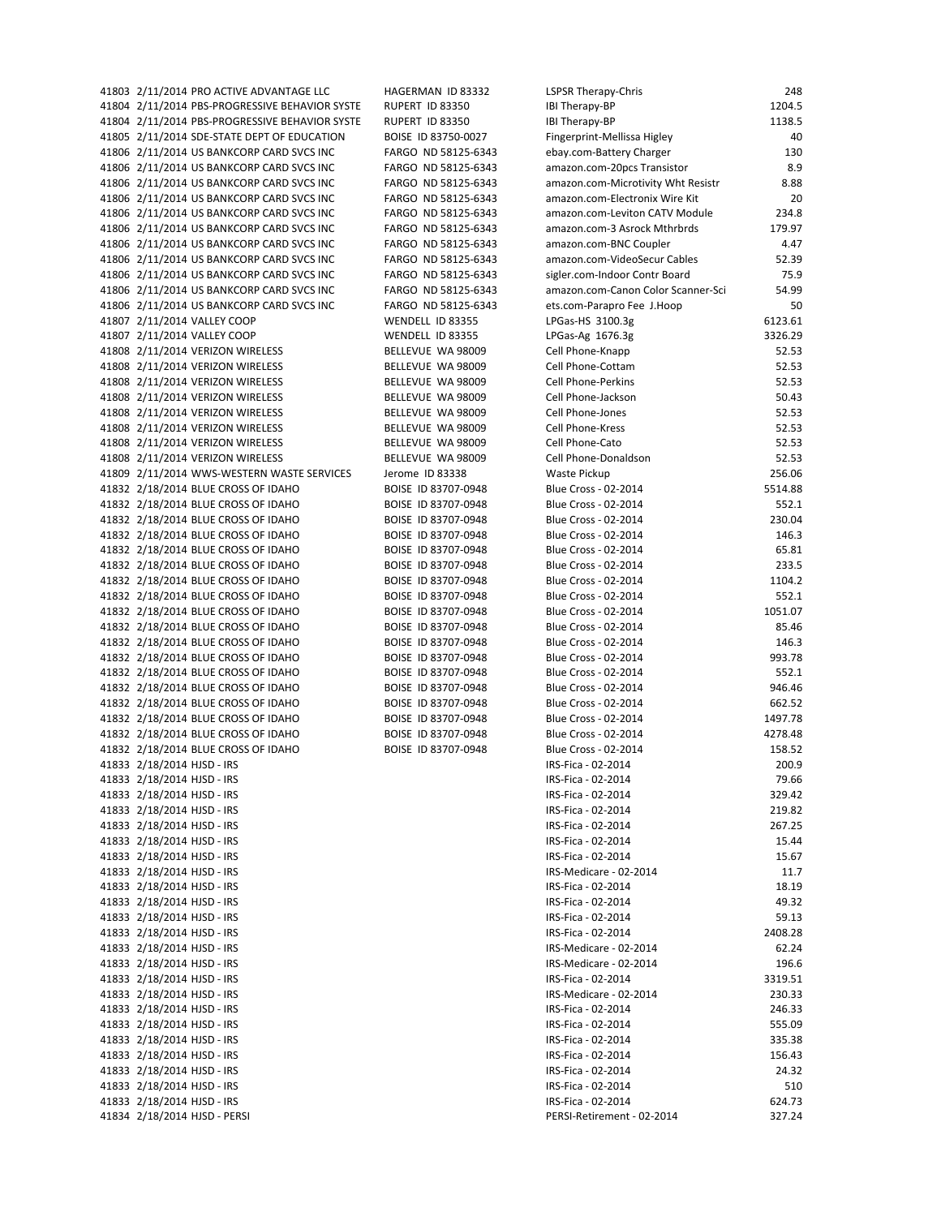| | | | | | |
|---|---|---|---|---|---|
| 41803 | 2/11/2014 | PRO ACTIVE ADVANTAGE LLC | HAGERMAN ID 83332 | LSPSR Therapy-Chris | 248 |
| 41804 | 2/11/2014 | PBS-PROGRESSIVE BEHAVIOR SYSTE | RUPERT ID 83350 | IBI Therapy-BP | 1204.5 |
| 41804 | 2/11/2014 | PBS-PROGRESSIVE BEHAVIOR SYSTE | RUPERT ID 83350 | IBI Therapy-BP | 1138.5 |
| 41805 | 2/11/2014 | SDE-STATE DEPT OF EDUCATION | BOISE ID 83750-0027 | Fingerprint-Mellissa Higley | 40 |
| 41806 | 2/11/2014 | US BANKCORP CARD SVCS INC | FARGO ND 58125-6343 | ebay.com-Battery Charger | 130 |
| 41806 | 2/11/2014 | US BANKCORP CARD SVCS INC | FARGO ND 58125-6343 | amazon.com-20pcs Transistor | 8.9 |
| 41806 | 2/11/2014 | US BANKCORP CARD SVCS INC | FARGO ND 58125-6343 | amazon.com-Microtivity Wht Resistr | 8.88 |
| 41806 | 2/11/2014 | US BANKCORP CARD SVCS INC | FARGO ND 58125-6343 | amazon.com-Electronix Wire Kit | 20 |
| 41806 | 2/11/2014 | US BANKCORP CARD SVCS INC | FARGO ND 58125-6343 | amazon.com-Leviton CATV Module | 234.8 |
| 41806 | 2/11/2014 | US BANKCORP CARD SVCS INC | FARGO ND 58125-6343 | amazon.com-3 Asrock Mthrbrds | 179.97 |
| 41806 | 2/11/2014 | US BANKCORP CARD SVCS INC | FARGO ND 58125-6343 | amazon.com-BNC Coupler | 4.47 |
| 41806 | 2/11/2014 | US BANKCORP CARD SVCS INC | FARGO ND 58125-6343 | amazon.com-VideoSecur Cables | 52.39 |
| 41806 | 2/11/2014 | US BANKCORP CARD SVCS INC | FARGO ND 58125-6343 | sigler.com-Indoor Contr Board | 75.9 |
| 41806 | 2/11/2014 | US BANKCORP CARD SVCS INC | FARGO ND 58125-6343 | amazon.com-Canon Color Scanner-Sci | 54.99 |
| 41806 | 2/11/2014 | US BANKCORP CARD SVCS INC | FARGO ND 58125-6343 | ets.com-Parapro Fee J.Hoop | 50 |
| 41807 | 2/11/2014 | VALLEY COOP | WENDELL ID 83355 | LPGas-HS 3100.3g | 6123.61 |
| 41807 | 2/11/2014 | VALLEY COOP | WENDELL ID 83355 | LPGas-Ag 1676.3g | 3326.29 |
| 41808 | 2/11/2014 | VERIZON WIRELESS | BELLEVUE WA 98009 | Cell Phone-Knapp | 52.53 |
| 41808 | 2/11/2014 | VERIZON WIRELESS | BELLEVUE WA 98009 | Cell Phone-Cottam | 52.53 |
| 41808 | 2/11/2014 | VERIZON WIRELESS | BELLEVUE WA 98009 | Cell Phone-Perkins | 52.53 |
| 41808 | 2/11/2014 | VERIZON WIRELESS | BELLEVUE WA 98009 | Cell Phone-Jackson | 50.43 |
| 41808 | 2/11/2014 | VERIZON WIRELESS | BELLEVUE WA 98009 | Cell Phone-Jones | 52.53 |
| 41808 | 2/11/2014 | VERIZON WIRELESS | BELLEVUE WA 98009 | Cell Phone-Kress | 52.53 |
| 41808 | 2/11/2014 | VERIZON WIRELESS | BELLEVUE WA 98009 | Cell Phone-Cato | 52.53 |
| 41808 | 2/11/2014 | VERIZON WIRELESS | BELLEVUE WA 98009 | Cell Phone-Donaldson | 52.53 |
| 41809 | 2/11/2014 | WWS-WESTERN WASTE SERVICES | Jerome ID 83338 | Waste Pickup | 256.06 |
| 41832 | 2/18/2014 | BLUE CROSS OF IDAHO | BOISE ID 83707-0948 | Blue Cross - 02-2014 | 5514.88 |
| 41832 | 2/18/2014 | BLUE CROSS OF IDAHO | BOISE ID 83707-0948 | Blue Cross - 02-2014 | 552.1 |
| 41832 | 2/18/2014 | BLUE CROSS OF IDAHO | BOISE ID 83707-0948 | Blue Cross - 02-2014 | 230.04 |
| 41832 | 2/18/2014 | BLUE CROSS OF IDAHO | BOISE ID 83707-0948 | Blue Cross - 02-2014 | 146.3 |
| 41832 | 2/18/2014 | BLUE CROSS OF IDAHO | BOISE ID 83707-0948 | Blue Cross - 02-2014 | 65.81 |
| 41832 | 2/18/2014 | BLUE CROSS OF IDAHO | BOISE ID 83707-0948 | Blue Cross - 02-2014 | 233.5 |
| 41832 | 2/18/2014 | BLUE CROSS OF IDAHO | BOISE ID 83707-0948 | Blue Cross - 02-2014 | 1104.2 |
| 41832 | 2/18/2014 | BLUE CROSS OF IDAHO | BOISE ID 83707-0948 | Blue Cross - 02-2014 | 552.1 |
| 41832 | 2/18/2014 | BLUE CROSS OF IDAHO | BOISE ID 83707-0948 | Blue Cross - 02-2014 | 1051.07 |
| 41832 | 2/18/2014 | BLUE CROSS OF IDAHO | BOISE ID 83707-0948 | Blue Cross - 02-2014 | 85.46 |
| 41832 | 2/18/2014 | BLUE CROSS OF IDAHO | BOISE ID 83707-0948 | Blue Cross - 02-2014 | 146.3 |
| 41832 | 2/18/2014 | BLUE CROSS OF IDAHO | BOISE ID 83707-0948 | Blue Cross - 02-2014 | 993.78 |
| 41832 | 2/18/2014 | BLUE CROSS OF IDAHO | BOISE ID 83707-0948 | Blue Cross - 02-2014 | 552.1 |
| 41832 | 2/18/2014 | BLUE CROSS OF IDAHO | BOISE ID 83707-0948 | Blue Cross - 02-2014 | 946.46 |
| 41832 | 2/18/2014 | BLUE CROSS OF IDAHO | BOISE ID 83707-0948 | Blue Cross - 02-2014 | 662.52 |
| 41832 | 2/18/2014 | BLUE CROSS OF IDAHO | BOISE ID 83707-0948 | Blue Cross - 02-2014 | 1497.78 |
| 41832 | 2/18/2014 | BLUE CROSS OF IDAHO | BOISE ID 83707-0948 | Blue Cross - 02-2014 | 4278.48 |
| 41832 | 2/18/2014 | BLUE CROSS OF IDAHO | BOISE ID 83707-0948 | Blue Cross - 02-2014 | 158.52 |
| 41833 | 2/18/2014 | HJSD - IRS | | IRS-Fica - 02-2014 | 200.9 |
| 41833 | 2/18/2014 | HJSD - IRS | | IRS-Fica - 02-2014 | 79.66 |
| 41833 | 2/18/2014 | HJSD - IRS | | IRS-Fica - 02-2014 | 329.42 |
| 41833 | 2/18/2014 | HJSD - IRS | | IRS-Fica - 02-2014 | 219.82 |
| 41833 | 2/18/2014 | HJSD - IRS | | IRS-Fica - 02-2014 | 267.25 |
| 41833 | 2/18/2014 | HJSD - IRS | | IRS-Fica - 02-2014 | 15.44 |
| 41833 | 2/18/2014 | HJSD - IRS | | IRS-Fica - 02-2014 | 15.67 |
| 41833 | 2/18/2014 | HJSD - IRS | | IRS-Medicare - 02-2014 | 11.7 |
| 41833 | 2/18/2014 | HJSD - IRS | | IRS-Fica - 02-2014 | 18.19 |
| 41833 | 2/18/2014 | HJSD - IRS | | IRS-Fica - 02-2014 | 49.32 |
| 41833 | 2/18/2014 | HJSD - IRS | | IRS-Fica - 02-2014 | 59.13 |
| 41833 | 2/18/2014 | HJSD - IRS | | IRS-Fica - 02-2014 | 2408.28 |
| 41833 | 2/18/2014 | HJSD - IRS | | IRS-Medicare - 02-2014 | 62.24 |
| 41833 | 2/18/2014 | HJSD - IRS | | IRS-Medicare - 02-2014 | 196.6 |
| 41833 | 2/18/2014 | HJSD - IRS | | IRS-Fica - 02-2014 | 3319.51 |
| 41833 | 2/18/2014 | HJSD - IRS | | IRS-Medicare - 02-2014 | 230.33 |
| 41833 | 2/18/2014 | HJSD - IRS | | IRS-Fica - 02-2014 | 246.33 |
| 41833 | 2/18/2014 | HJSD - IRS | | IRS-Fica - 02-2014 | 555.09 |
| 41833 | 2/18/2014 | HJSD - IRS | | IRS-Fica - 02-2014 | 335.38 |
| 41833 | 2/18/2014 | HJSD - IRS | | IRS-Fica - 02-2014 | 156.43 |
| 41833 | 2/18/2014 | HJSD - IRS | | IRS-Fica - 02-2014 | 24.32 |
| 41833 | 2/18/2014 | HJSD - IRS | | IRS-Fica - 02-2014 | 510 |
| 41833 | 2/18/2014 | HJSD - IRS | | IRS-Fica - 02-2014 | 624.73 |
| 41834 | 2/18/2014 | HJSD - PERSI | | PERSI-Retirement - 02-2014 | 327.24 |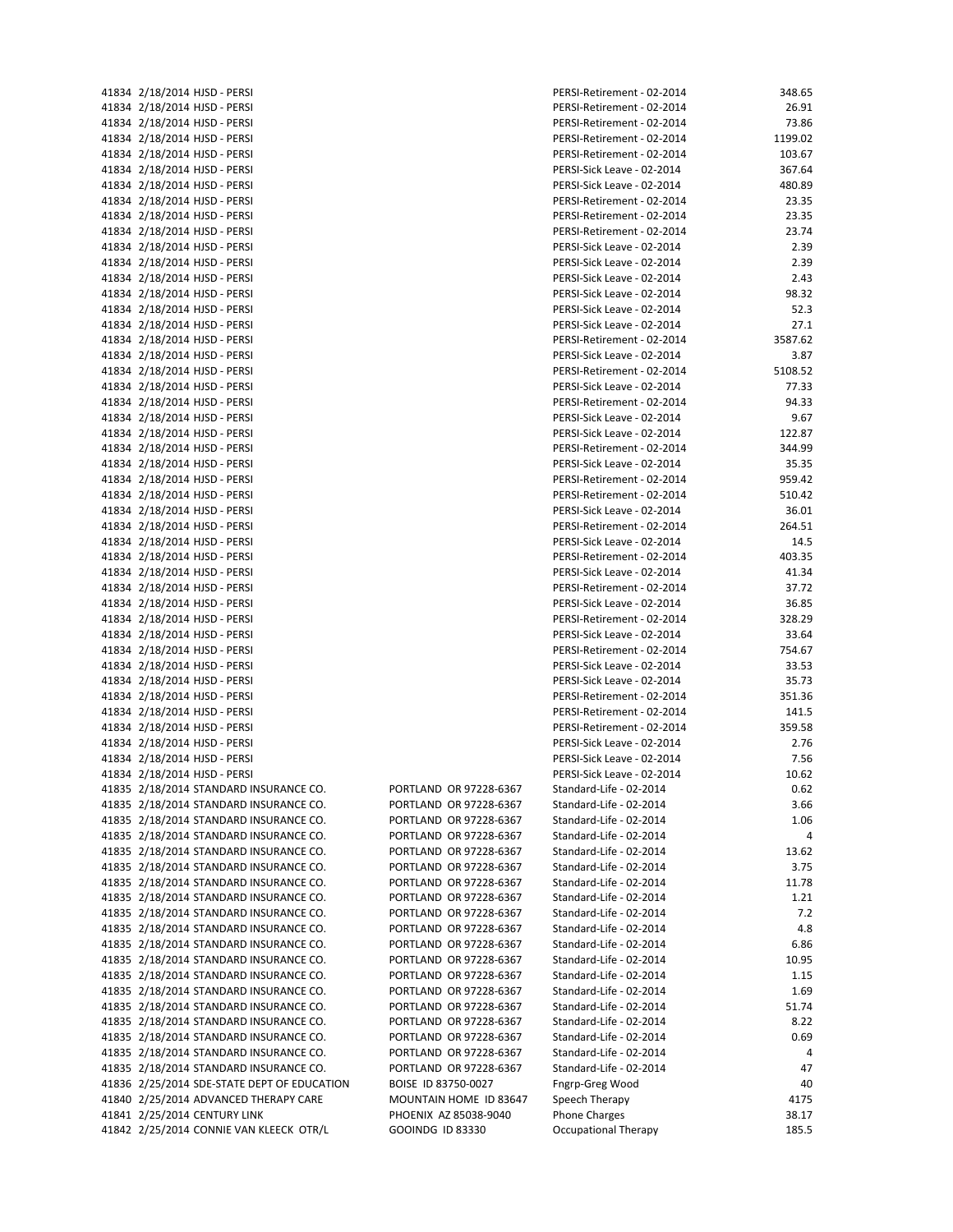| | | | | | |
|---|---|---|---|---|---|
| 41834 | 2/18/2014 | HJSD - PERSI | | PERSI-Retirement - 02-2014 | 348.65 |
| 41834 | 2/18/2014 | HJSD - PERSI | | PERSI-Retirement - 02-2014 | 26.91 |
| 41834 | 2/18/2014 | HJSD - PERSI | | PERSI-Retirement - 02-2014 | 73.86 |
| 41834 | 2/18/2014 | HJSD - PERSI | | PERSI-Retirement - 02-2014 | 1199.02 |
| 41834 | 2/18/2014 | HJSD - PERSI | | PERSI-Retirement - 02-2014 | 103.67 |
| 41834 | 2/18/2014 | HJSD - PERSI | | PERSI-Sick Leave - 02-2014 | 367.64 |
| 41834 | 2/18/2014 | HJSD - PERSI | | PERSI-Sick Leave - 02-2014 | 480.89 |
| 41834 | 2/18/2014 | HJSD - PERSI | | PERSI-Retirement - 02-2014 | 23.35 |
| 41834 | 2/18/2014 | HJSD - PERSI | | PERSI-Retirement - 02-2014 | 23.35 |
| 41834 | 2/18/2014 | HJSD - PERSI | | PERSI-Retirement - 02-2014 | 23.74 |
| 41834 | 2/18/2014 | HJSD - PERSI | | PERSI-Sick Leave - 02-2014 | 2.39 |
| 41834 | 2/18/2014 | HJSD - PERSI | | PERSI-Sick Leave - 02-2014 | 2.39 |
| 41834 | 2/18/2014 | HJSD - PERSI | | PERSI-Sick Leave - 02-2014 | 2.43 |
| 41834 | 2/18/2014 | HJSD - PERSI | | PERSI-Sick Leave - 02-2014 | 98.32 |
| 41834 | 2/18/2014 | HJSD - PERSI | | PERSI-Sick Leave - 02-2014 | 52.3 |
| 41834 | 2/18/2014 | HJSD - PERSI | | PERSI-Sick Leave - 02-2014 | 27.1 |
| 41834 | 2/18/2014 | HJSD - PERSI | | PERSI-Retirement - 02-2014 | 3587.62 |
| 41834 | 2/18/2014 | HJSD - PERSI | | PERSI-Sick Leave - 02-2014 | 3.87 |
| 41834 | 2/18/2014 | HJSD - PERSI | | PERSI-Retirement - 02-2014 | 5108.52 |
| 41834 | 2/18/2014 | HJSD - PERSI | | PERSI-Sick Leave - 02-2014 | 77.33 |
| 41834 | 2/18/2014 | HJSD - PERSI | | PERSI-Retirement - 02-2014 | 94.33 |
| 41834 | 2/18/2014 | HJSD - PERSI | | PERSI-Sick Leave - 02-2014 | 9.67 |
| 41834 | 2/18/2014 | HJSD - PERSI | | PERSI-Sick Leave - 02-2014 | 122.87 |
| 41834 | 2/18/2014 | HJSD - PERSI | | PERSI-Retirement - 02-2014 | 344.99 |
| 41834 | 2/18/2014 | HJSD - PERSI | | PERSI-Sick Leave - 02-2014 | 35.35 |
| 41834 | 2/18/2014 | HJSD - PERSI | | PERSI-Retirement - 02-2014 | 959.42 |
| 41834 | 2/18/2014 | HJSD - PERSI | | PERSI-Retirement - 02-2014 | 510.42 |
| 41834 | 2/18/2014 | HJSD - PERSI | | PERSI-Sick Leave - 02-2014 | 36.01 |
| 41834 | 2/18/2014 | HJSD - PERSI | | PERSI-Retirement - 02-2014 | 264.51 |
| 41834 | 2/18/2014 | HJSD - PERSI | | PERSI-Sick Leave - 02-2014 | 14.5 |
| 41834 | 2/18/2014 | HJSD - PERSI | | PERSI-Retirement - 02-2014 | 403.35 |
| 41834 | 2/18/2014 | HJSD - PERSI | | PERSI-Sick Leave - 02-2014 | 41.34 |
| 41834 | 2/18/2014 | HJSD - PERSI | | PERSI-Retirement - 02-2014 | 37.72 |
| 41834 | 2/18/2014 | HJSD - PERSI | | PERSI-Sick Leave - 02-2014 | 36.85 |
| 41834 | 2/18/2014 | HJSD - PERSI | | PERSI-Retirement - 02-2014 | 328.29 |
| 41834 | 2/18/2014 | HJSD - PERSI | | PERSI-Sick Leave - 02-2014 | 33.64 |
| 41834 | 2/18/2014 | HJSD - PERSI | | PERSI-Retirement - 02-2014 | 754.67 |
| 41834 | 2/18/2014 | HJSD - PERSI | | PERSI-Sick Leave - 02-2014 | 33.53 |
| 41834 | 2/18/2014 | HJSD - PERSI | | PERSI-Sick Leave - 02-2014 | 35.73 |
| 41834 | 2/18/2014 | HJSD - PERSI | | PERSI-Retirement - 02-2014 | 351.36 |
| 41834 | 2/18/2014 | HJSD - PERSI | | PERSI-Retirement - 02-2014 | 141.5 |
| 41834 | 2/18/2014 | HJSD - PERSI | | PERSI-Retirement - 02-2014 | 359.58 |
| 41834 | 2/18/2014 | HJSD - PERSI | | PERSI-Sick Leave - 02-2014 | 2.76 |
| 41834 | 2/18/2014 | HJSD - PERSI | | PERSI-Sick Leave - 02-2014 | 7.56 |
| 41834 | 2/18/2014 | HJSD - PERSI | | PERSI-Sick Leave - 02-2014 | 10.62 |
| 41835 | 2/18/2014 | STANDARD INSURANCE CO. | PORTLAND OR 97228-6367 | Standard-Life - 02-2014 | 0.62 |
| 41835 | 2/18/2014 | STANDARD INSURANCE CO. | PORTLAND OR 97228-6367 | Standard-Life - 02-2014 | 3.66 |
| 41835 | 2/18/2014 | STANDARD INSURANCE CO. | PORTLAND OR 97228-6367 | Standard-Life - 02-2014 | 1.06 |
| 41835 | 2/18/2014 | STANDARD INSURANCE CO. | PORTLAND OR 97228-6367 | Standard-Life - 02-2014 | 4 |
| 41835 | 2/18/2014 | STANDARD INSURANCE CO. | PORTLAND OR 97228-6367 | Standard-Life - 02-2014 | 13.62 |
| 41835 | 2/18/2014 | STANDARD INSURANCE CO. | PORTLAND OR 97228-6367 | Standard-Life - 02-2014 | 3.75 |
| 41835 | 2/18/2014 | STANDARD INSURANCE CO. | PORTLAND OR 97228-6367 | Standard-Life - 02-2014 | 11.78 |
| 41835 | 2/18/2014 | STANDARD INSURANCE CO. | PORTLAND OR 97228-6367 | Standard-Life - 02-2014 | 1.21 |
| 41835 | 2/18/2014 | STANDARD INSURANCE CO. | PORTLAND OR 97228-6367 | Standard-Life - 02-2014 | 7.2 |
| 41835 | 2/18/2014 | STANDARD INSURANCE CO. | PORTLAND OR 97228-6367 | Standard-Life - 02-2014 | 4.8 |
| 41835 | 2/18/2014 | STANDARD INSURANCE CO. | PORTLAND OR 97228-6367 | Standard-Life - 02-2014 | 6.86 |
| 41835 | 2/18/2014 | STANDARD INSURANCE CO. | PORTLAND OR 97228-6367 | Standard-Life - 02-2014 | 10.95 |
| 41835 | 2/18/2014 | STANDARD INSURANCE CO. | PORTLAND OR 97228-6367 | Standard-Life - 02-2014 | 1.15 |
| 41835 | 2/18/2014 | STANDARD INSURANCE CO. | PORTLAND OR 97228-6367 | Standard-Life - 02-2014 | 1.69 |
| 41835 | 2/18/2014 | STANDARD INSURANCE CO. | PORTLAND OR 97228-6367 | Standard-Life - 02-2014 | 51.74 |
| 41835 | 2/18/2014 | STANDARD INSURANCE CO. | PORTLAND OR 97228-6367 | Standard-Life - 02-2014 | 8.22 |
| 41835 | 2/18/2014 | STANDARD INSURANCE CO. | PORTLAND OR 97228-6367 | Standard-Life - 02-2014 | 0.69 |
| 41835 | 2/18/2014 | STANDARD INSURANCE CO. | PORTLAND OR 97228-6367 | Standard-Life - 02-2014 | 4 |
| 41835 | 2/18/2014 | STANDARD INSURANCE CO. | PORTLAND OR 97228-6367 | Standard-Life - 02-2014 | 47 |
| 41836 | 2/25/2014 | SDE-STATE DEPT OF EDUCATION | BOISE ID 83750-0027 | Fngrp-Greg Wood | 40 |
| 41840 | 2/25/2014 | ADVANCED THERAPY CARE | MOUNTAIN HOME ID 83647 | Speech Therapy | 4175 |
| 41841 | 2/25/2014 | CENTURY LINK | PHOENIX AZ 85038-9040 | Phone Charges | 38.17 |
| 41842 | 2/25/2014 | CONNIE VAN KLEECK OTR/L | GOOINDG ID 83330 | Occupational Therapy | 185.5 |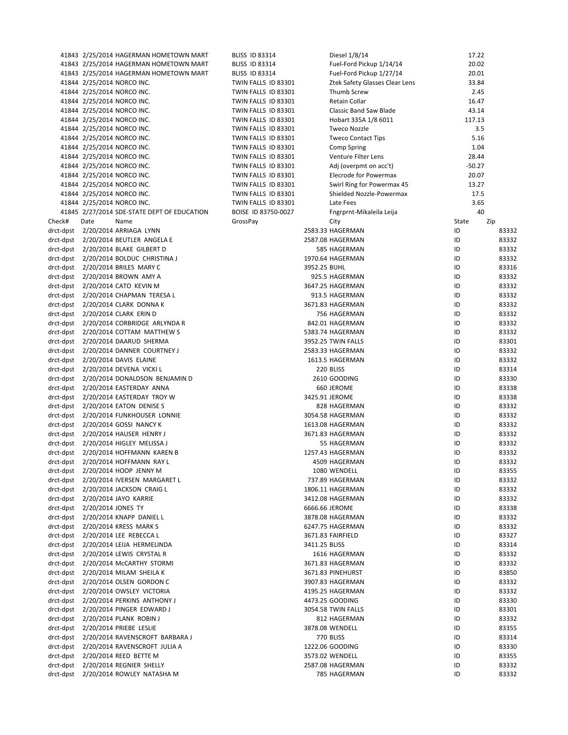| | | | | | |
|---|---|---|---|---|---|
| 41843 | 2/25/2014 | HAGERMAN HOMETOWN MART | BLISS ID 83314 | Diesel 1/8/14 | 17.22 |
| 41843 | 2/25/2014 | HAGERMAN HOMETOWN MART | BLISS ID 83314 | Fuel-Ford Pickup 1/14/14 | 20.02 |
| 41843 | 2/25/2014 | HAGERMAN HOMETOWN MART | BLISS ID 83314 | Fuel-Ford Pickup 1/27/14 | 20.01 |
| 41844 | 2/25/2014 | NORCO INC. | TWIN FALLS ID 83301 | Ztek Safety Glasses Clear Lens | 33.84 |
| 41844 | 2/25/2014 | NORCO INC. | TWIN FALLS ID 83301 | Thumb Screw | 2.45 |
| 41844 | 2/25/2014 | NORCO INC. | TWIN FALLS ID 83301 | Retain Collar | 16.47 |
| 41844 | 2/25/2014 | NORCO INC. | TWIN FALLS ID 83301 | Classic Band Saw Blade | 43.14 |
| 41844 | 2/25/2014 | NORCO INC. | TWIN FALLS ID 83301 | Hobart 335A 1/8 6011 | 117.13 |
| 41844 | 2/25/2014 | NORCO INC. | TWIN FALLS ID 83301 | Tweco Nozzle | 3.5 |
| 41844 | 2/25/2014 | NORCO INC. | TWIN FALLS ID 83301 | Tweco Contact Tips | 5.16 |
| 41844 | 2/25/2014 | NORCO INC. | TWIN FALLS ID 83301 | Comp Spring | 1.04 |
| 41844 | 2/25/2014 | NORCO INC. | TWIN FALLS ID 83301 | Venture Filter Lens | 28.44 |
| 41844 | 2/25/2014 | NORCO INC. | TWIN FALLS ID 83301 | Adj (overpmt on acc't) | -50.27 |
| 41844 | 2/25/2014 | NORCO INC. | TWIN FALLS ID 83301 | Elecrode for Powermax | 20.07 |
| 41844 | 2/25/2014 | NORCO INC. | TWIN FALLS ID 83301 | Swirl Ring for Powermax 45 | 13.27 |
| 41844 | 2/25/2014 | NORCO INC. | TWIN FALLS ID 83301 | Shielded Nozzle-Powermax | 17.5 |
| 41844 | 2/25/2014 | NORCO INC. | TWIN FALLS ID 83301 | Late Fees | 3.65 |
| 41845 | 2/27/2014 | SDE-STATE DEPT OF EDUCATION | BOISE ID 83750-0027 | Fngrprnt-Mikaleila Leija | 40 |

| Check# | Date | Name | GrossPay | City | State | Zip |
|---|---|---|---|---|---|---|
| drct-dpst | 2/20/2014 | ARRIAGA LYNN | 2583.33 | HAGERMAN | ID | 83332 |
| drct-dpst | 2/20/2014 | BEUTLER ANGELA E | 2587.08 | HAGERMAN | ID | 83332 |
| drct-dpst | 2/20/2014 | BLAKE GILBERT D | 585 | HAGERMAN | ID | 83332 |
| drct-dpst | 2/20/2014 | BOLDUC CHRISTINA J | 1970.64 | HAGERMAN | ID | 83332 |
| drct-dpst | 2/20/2014 | BRILES MARY C | 3952.25 | BUHL | ID | 83316 |
| drct-dpst | 2/20/2014 | BROWN AMY A | 925.5 | HAGERMAN | ID | 83332 |
| drct-dpst | 2/20/2014 | CATO KEVIN M | 3647.25 | HAGERMAN | ID | 83332 |
| drct-dpst | 2/20/2014 | CHAPMAN TERESA L | 913.5 | HAGERMAN | ID | 83332 |
| drct-dpst | 2/20/2014 | CLARK DONNA K | 3671.83 | HAGERMAN | ID | 83332 |
| drct-dpst | 2/20/2014 | CLARK ERIN D | 756 | HAGERMAN | ID | 83332 |
| drct-dpst | 2/20/2014 | CORBRIDGE ARLYNDA R | 842.01 | HAGERMAN | ID | 83332 |
| drct-dpst | 2/20/2014 | COTTAM MATTHEW S | 5383.74 | HAGERMAN | ID | 83332 |
| drct-dpst | 2/20/2014 | DAARUD SHERMA | 3952.25 | TWIN FALLS | ID | 83301 |
| drct-dpst | 2/20/2014 | DANNER COURTNEY J | 2583.33 | HAGERMAN | ID | 83332 |
| drct-dpst | 2/20/2014 | DAVIS ELAINE | 1613.5 | HAGERMAN | ID | 83332 |
| drct-dpst | 2/20/2014 | DEVENA VICKI L | 220 | BLISS | ID | 83314 |
| drct-dpst | 2/20/2014 | DONALDSON BENJAMIN D | 2610 | GOODING | ID | 83330 |
| drct-dpst | 2/20/2014 | EASTERDAY ANNA | 660 | JEROME | ID | 83338 |
| drct-dpst | 2/20/2014 | EASTERDAY TROY W | 3425.91 | JEROME | ID | 83338 |
| drct-dpst | 2/20/2014 | EATON DENISE S | 828 | HAGERMAN | ID | 83332 |
| drct-dpst | 2/20/2014 | FUNKHOUSER LONNIE | 3054.58 | HAGERMAN | ID | 83332 |
| drct-dpst | 2/20/2014 | GOSSI NANCY K | 1613.08 | HAGERMAN | ID | 83332 |
| drct-dpst | 2/20/2014 | HAUSER HENRY J | 3671.83 | HAGERMAN | ID | 83332 |
| drct-dpst | 2/20/2014 | HIGLEY MELISSA J | 55 | HAGERMAN | ID | 83332 |
| drct-dpst | 2/20/2014 | HOFFMANN KAREN B | 1257.43 | HAGERMAN | ID | 83332 |
| drct-dpst | 2/20/2014 | HOFFMANN RAY L | 4509 | HAGERMAN | ID | 83332 |
| drct-dpst | 2/20/2014 | HOOP JENNY M | 1080 | WENDELL | ID | 83355 |
| drct-dpst | 2/20/2014 | IVERSEN MARGARET L | 737.89 | HAGERMAN | ID | 83332 |
| drct-dpst | 2/20/2014 | JACKSON CRAIG L | 1806.11 | HAGERMAN | ID | 83332 |
| drct-dpst | 2/20/2014 | JAYO KARRIE | 3412.08 | HAGERMAN | ID | 83332 |
| drct-dpst | 2/20/2014 | JONES TY | 6666.66 | JEROME | ID | 83338 |
| drct-dpst | 2/20/2014 | KNAPP DANIEL L | 3878.08 | HAGERMAN | ID | 83332 |
| drct-dpst | 2/20/2014 | KRESS MARK S | 6247.75 | HAGERMAN | ID | 83332 |
| drct-dpst | 2/20/2014 | LEE REBECCA L | 3671.83 | FAIRFIELD | ID | 83327 |
| drct-dpst | 2/20/2014 | LEIJA HERMELINDA | 3411.25 | BLISS | ID | 83314 |
| drct-dpst | 2/20/2014 | LEWIS CRYSTAL R | 1616 | HAGERMAN | ID | 83332 |
| drct-dpst | 2/20/2014 | McCARTHY STORMI | 3671.83 | HAGERMAN | ID | 83332 |
| drct-dpst | 2/20/2014 | MILAM SHEILA K | 3671.83 | PINEHURST | ID | 83850 |
| drct-dpst | 2/20/2014 | OLSEN GORDON C | 3907.83 | HAGERMAN | ID | 83332 |
| drct-dpst | 2/20/2014 | OWSLEY VICTORIA | 4195.25 | HAGERMAN | ID | 83332 |
| drct-dpst | 2/20/2014 | PERKINS ANTHONY J | 4473.25 | GOODING | ID | 83330 |
| drct-dpst | 2/20/2014 | PINGER EDWARD J | 3054.58 | TWIN FALLS | ID | 83301 |
| drct-dpst | 2/20/2014 | PLANK ROBIN J | 812 | HAGERMAN | ID | 83332 |
| drct-dpst | 2/20/2014 | PRIEBE LESLIE | 3878.08 | WENDELL | ID | 83355 |
| drct-dpst | 2/20/2014 | RAVENSCROFT BARBARA J | 770 | BLISS | ID | 83314 |
| drct-dpst | 2/20/2014 | RAVENSCROFT JULIA A | 1222.06 | GOODING | ID | 83330 |
| drct-dpst | 2/20/2014 | REED BETTE M | 3573.02 | WENDELL | ID | 83355 |
| drct-dpst | 2/20/2014 | REGNIER SHELLY | 2587.08 | HAGERMAN | ID | 83332 |
| drct-dpst | 2/20/2014 | ROWLEY NATASHA M | 785 | HAGERMAN | ID | 83332 |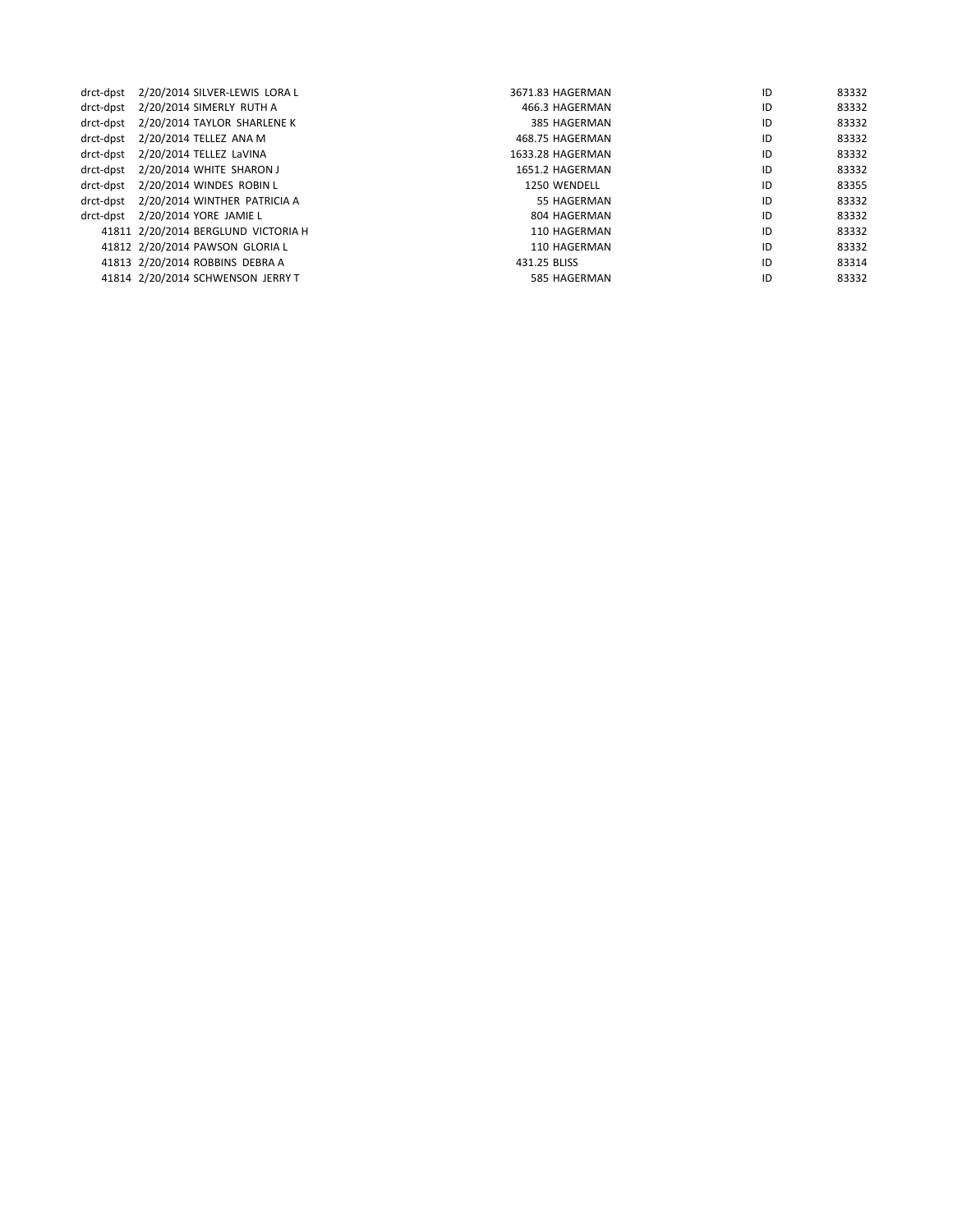| | | | | | | |
|---|---|---|---|---|---|---|
| drct-dpst | 2/20/2014 | SILVER-LEWIS LORA L | 3671.83 | HAGERMAN | ID | 83332 |
| drct-dpst | 2/20/2014 | SIMERLY RUTH A | 466.3 | HAGERMAN | ID | 83332 |
| drct-dpst | 2/20/2014 | TAYLOR SHARLENE K | 385 | HAGERMAN | ID | 83332 |
| drct-dpst | 2/20/2014 | TELLEZ ANA M | 468.75 | HAGERMAN | ID | 83332 |
| drct-dpst | 2/20/2014 | TELLEZ LaVINA | 1633.28 | HAGERMAN | ID | 83332 |
| drct-dpst | 2/20/2014 | WHITE SHARON J | 1651.2 | HAGERMAN | ID | 83332 |
| drct-dpst | 2/20/2014 | WINDES ROBIN L | 1250 | WENDELL | ID | 83355 |
| drct-dpst | 2/20/2014 | WINTHER PATRICIA A | 55 | HAGERMAN | ID | 83332 |
| drct-dpst | 2/20/2014 | YORE JAMIE L | 804 | HAGERMAN | ID | 83332 |
| 41811 | 2/20/2014 | BERGLUND VICTORIA H | 110 | HAGERMAN | ID | 83332 |
| 41812 | 2/20/2014 | PAWSON GLORIA L | 110 | HAGERMAN | ID | 83332 |
| 41813 | 2/20/2014 | ROBBINS DEBRA A | 431.25 | BLISS | ID | 83314 |
| 41814 | 2/20/2014 | SCHWENSON JERRY T | 585 | HAGERMAN | ID | 83332 |